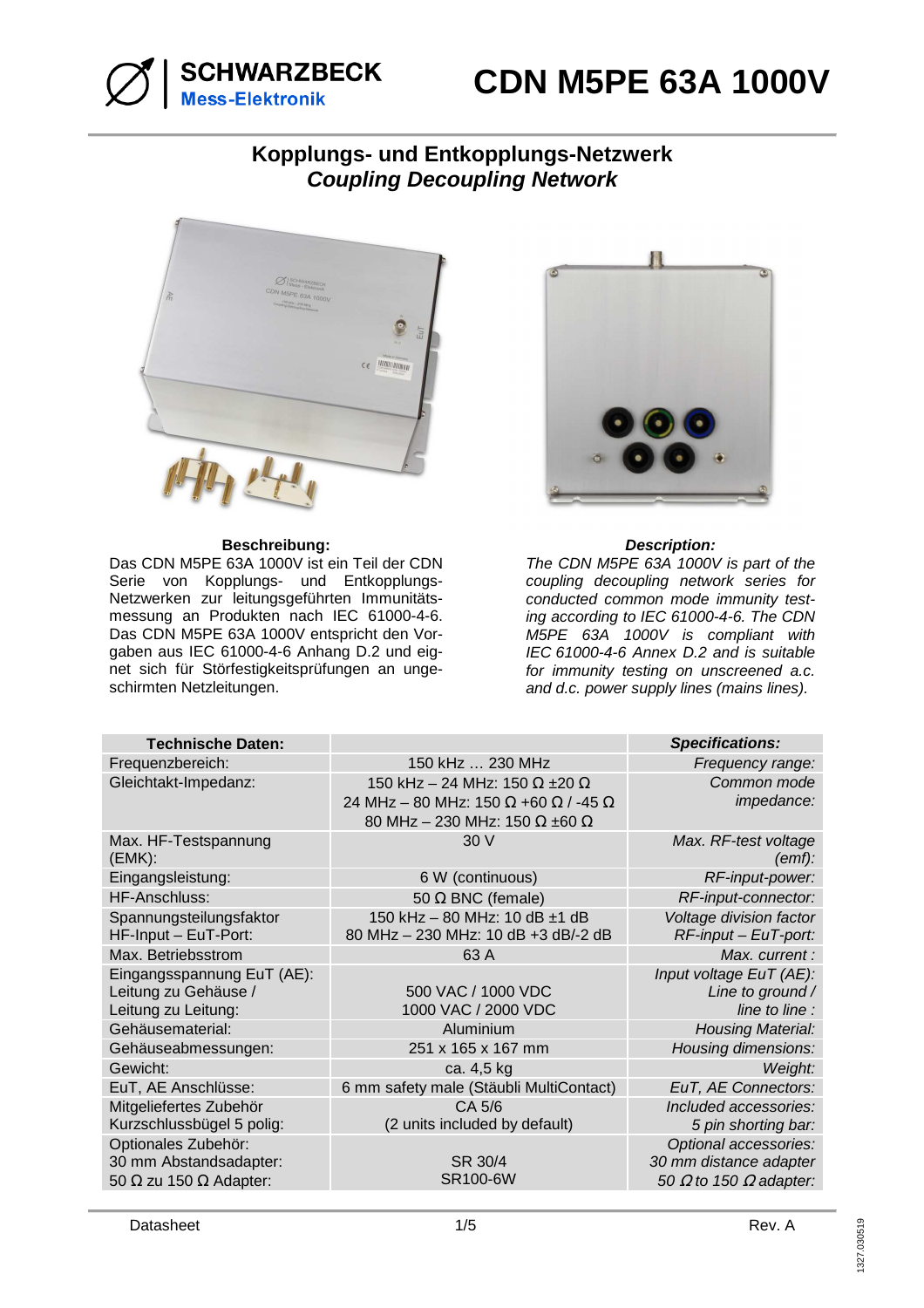# CDN M5PE 63A 1000V

SCHWARZBECK Mess-Elektronik

## Kopplungs- und Entkopplungs-Netzwerk
## *Coupling Decoupling Network*

**Beschreibung:**

Das CDN M5PE 63A 1000V ist ein Teil der CDN Serie von Kopplungs- und Entkopplungs-Netzwerken zur leitungsgeführten Immunitätsmessung an Produkten nach IEC 61000-4-6. Das CDN M5PE 63A 1000V entspricht den Vorgaben aus IEC 61000-4-6 Anhang D.2 und eignet sich für Störfestigkeitsprüfungen an ungeschirmten Netzleitungen.

***Description:***

*The CDN M5PE 63A 1000V is part of the coupling decoupling network series for conducted common mode immunity testing according to IEC 61000-4-6. The CDN M5PE 63A 1000V is compliant with IEC 61000-4-6 Annex D.2 and is suitable for immunity testing on unscreened a.c. and d.c. power supply lines (mains lines).*

| **Technische Daten:** | | ***Specifications:*** |
|---|---|---|
| Frequenzbereich: | 150 kHz … 230 MHz | *Frequency range:* |
| Gleichtakt-Impedanz: | 150 kHz – 24 MHz: 150 Ω ±20 Ω<br>24 MHz – 80 MHz: 150 Ω +60 Ω / -45 Ω<br>80 MHz – 230 MHz: 150 Ω ±60 Ω | *Common mode impedance:* |
| Max. HF-Testspannung (EMK): | 30 V | *Max. RF-test voltage (emf):* |
| Eingangsleistung: | 6 W (continuous) | *RF-input-power:* |
| HF-Anschluss: | 50 Ω BNC (female) | *RF-input-connector:* |
| Spannungsteilungsfaktor HF-Input – EuT-Port: | 150 kHz – 80 MHz: 10 dB ±1 dB<br>80 MHz – 230 MHz: 10 dB +3 dB/-2 dB | *Voltage division factor RF-input – EuT-port:* |
| Max. Betriebsstrom | 63 A | *Max. current :* |
| Eingangsspannung EuT (AE):<br>Leitung zu Gehäuse /<br>Leitung zu Leitung: | 500 VAC / 1000 VDC<br>1000 VAC / 2000 VDC | *Input voltage EuT (AE):*<br>*Line to ground /*<br>*line to line :* |
| Gehäusematerial: | Aluminium | *Housing Material:* |
| Gehäuseabmessungen: | 251 x 165 x 167 mm | *Housing dimensions:* |
| Gewicht: | ca. 4,5 kg | *Weight:* |
| EuT, AE Anschlüsse: | 6 mm safety male (Stäubli MultiContact) | *EuT, AE Connectors:* |
| Mitgeliefertes Zubehör<br>Kurzschlussbügel 5 polig: | CA 5/6<br>(2 units included by default) | *Included accessories:*<br>*5 pin shorting bar:* |
| Optionales Zubehör:<br>30 mm Abstandsadapter:<br>50 Ω zu 150 Ω Adapter: | SR 30/4<br>SR100-6W | *Optional accessories:*<br>*30 mm distance adapter*<br>*50 Ω to 150 Ω adapter:* |

Datasheet — Rev. A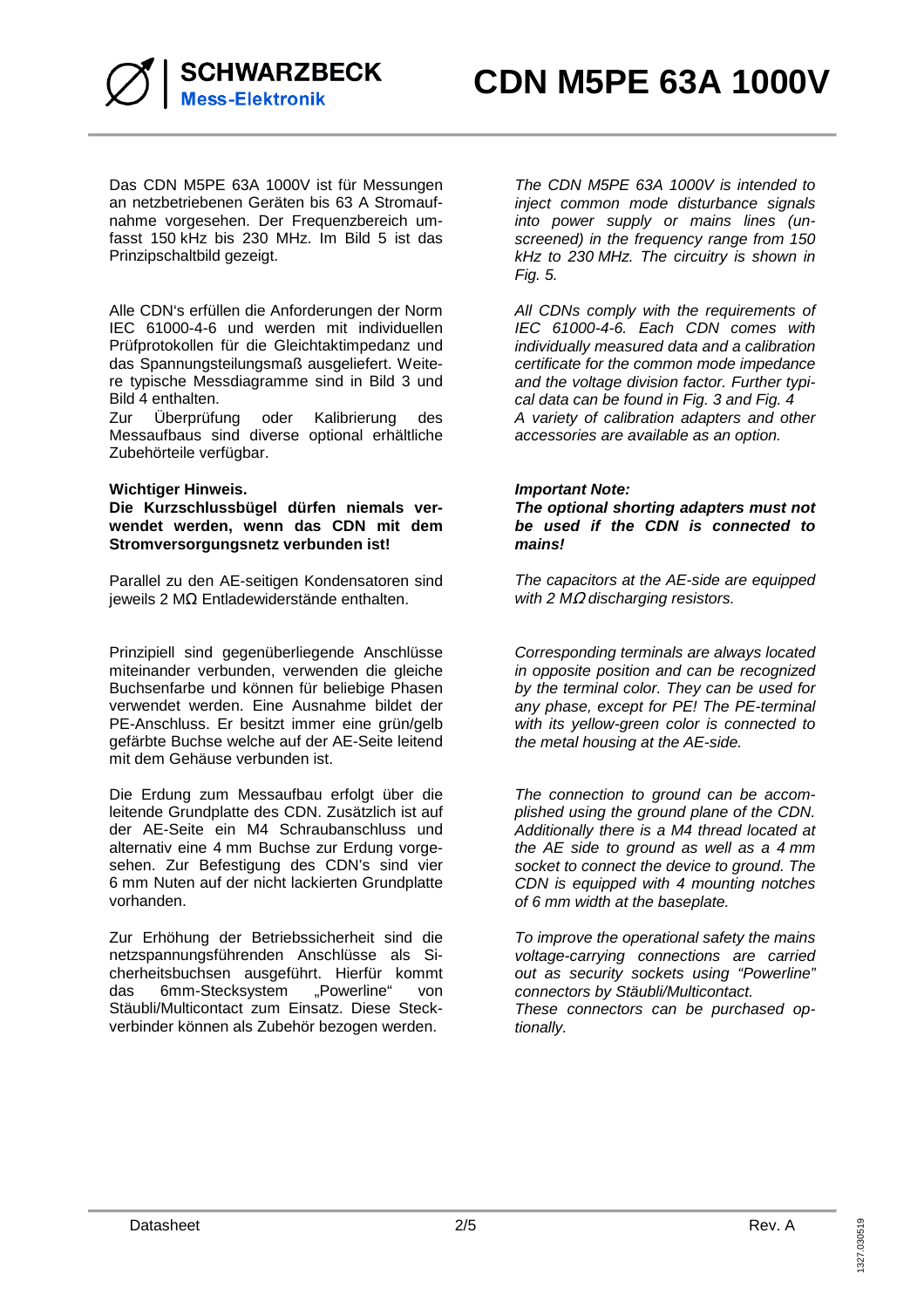Das CDN M5PE 63A 1000V ist für Messungen an netzbetriebenen Geräten bis 63 A Stromaufnahme vorgesehen. Der Frequenzbereich umfasst 150 kHz bis 230 MHz. Im Bild 5 ist das Prinzipschaltbild gezeigt.

*The CDN M5PE 63A 1000V is intended to inject common mode disturbance signals into power supply or mains lines (unscreened) in the frequency range from 150 kHz to 230 MHz. The circuitry is shown in Fig. 5.*

Alle CDN's erfüllen die Anforderungen der Norm IEC 61000-4-6 und werden mit individuellen Prüfprotokollen für die Gleichtaktimpedanz und das Spannungsteilungsmaß ausgeliefert. Weitere typische Messdiagramme sind in Bild 3 und Bild 4 enthalten.
Zur Überprüfung oder Kalibrierung des Messaufbaus sind diverse optional erhältliche Zubehörteile verfügbar.

*All CDNs comply with the requirements of IEC 61000-4-6. Each CDN comes with individually measured data and a calibration certificate for the common mode impedance and the voltage division factor. Further typical data can be found in Fig. 3 and Fig. 4*
*A variety of calibration adapters and other accessories are available as an option.*

**Wichtiger Hinweis.**
**Die Kurzschlussbügel dürfen niemals verwendet werden, wenn das CDN mit dem Stromversorgungsnetz verbunden ist!**

***Important Note:***
***The optional shorting adapters must not be used if the CDN is connected to mains!***

Parallel zu den AE-seitigen Kondensatoren sind jeweils 2 MΩ Entladewiderstände enthalten.

*The capacitors at the AE-side are equipped with 2 MΩ discharging resistors.*

Prinzipiell sind gegenüberliegende Anschlüsse miteinander verbunden, verwenden die gleiche Buchsenfarbe und können für beliebige Phasen verwendet werden. Eine Ausnahme bildet der PE-Anschluss. Er besitzt immer eine grün/gelb gefärbte Buchse welche auf der AE-Seite leitend mit dem Gehäuse verbunden ist.

*Corresponding terminals are always located in opposite position and can be recognized by the terminal color. They can be used for any phase, except for PE! The PE-terminal with its yellow-green color is connected to the metal housing at the AE-side.*

Die Erdung zum Messaufbau erfolgt über die leitende Grundplatte des CDN. Zusätzlich ist auf der AE-Seite ein M4 Schraubanschluss und alternativ eine 4 mm Buchse zur Erdung vorgesehen. Zur Befestigung des CDN's sind vier 6 mm Nuten auf der nicht lackierten Grundplatte vorhanden.

*The connection to ground can be accomplished using the ground plane of the CDN. Additionally there is a M4 thread located at the AE side to ground as well as a 4 mm socket to connect the device to ground. The CDN is equipped with 4 mounting notches of 6 mm width at the baseplate.*

Zur Erhöhung der Betriebssicherheit sind die netzspannungsführenden Anschlüsse als Sicherheitsbuchsen ausgeführt. Hierfür kommt das 6mm-Stecksystem „Powerline" von Stäubli/Multicontact zum Einsatz. Diese Steckverbinder können als Zubehör bezogen werden.

*To improve the operational safety the mains voltage-carrying connections are carried out as security sockets using "Powerline" connectors by Stäubli/Multicontact.*
*These connectors can be purchased optionally.*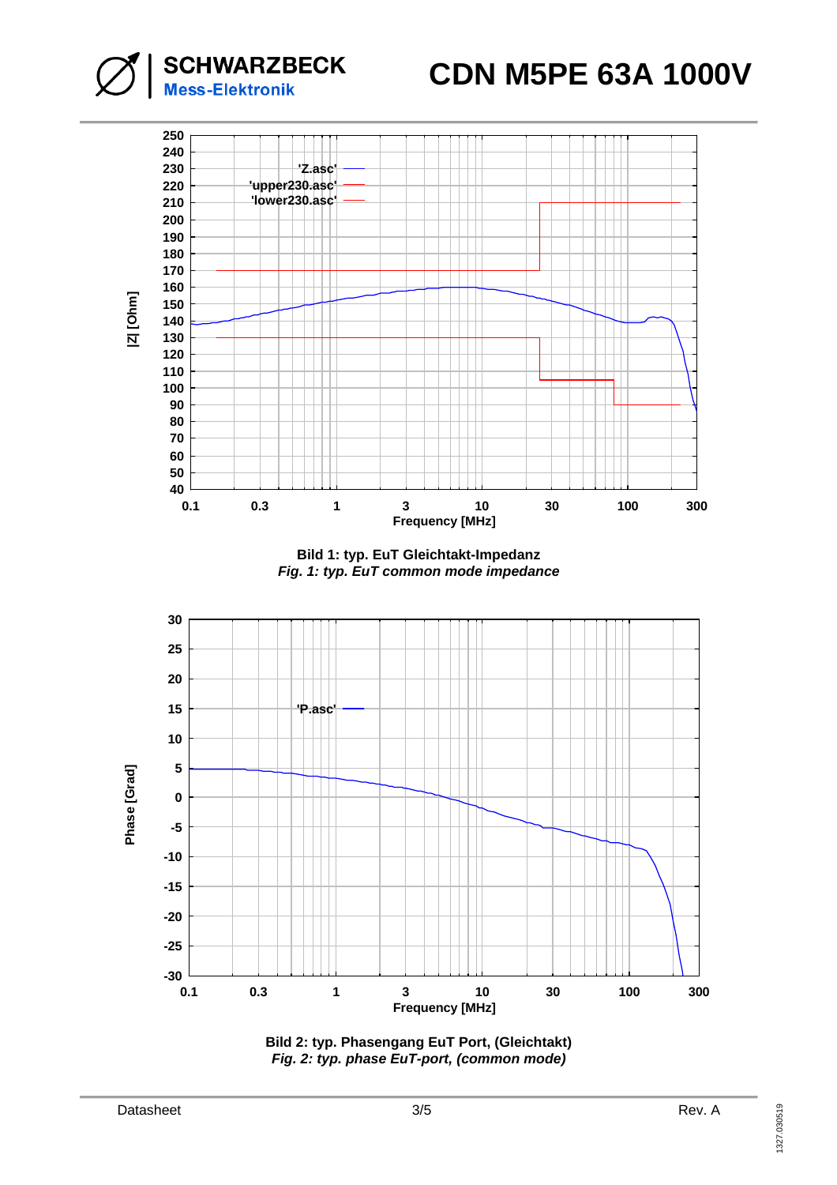**Bild 1: typ. EuT Gleichtakt-Impedanz**

***Fig. 1: typ. EuT common mode impedance***

**Bild 2: typ. Phasengang EuT Port, (Gleichtakt)**

***Fig. 2: typ. phase EuT-port, (common mode)***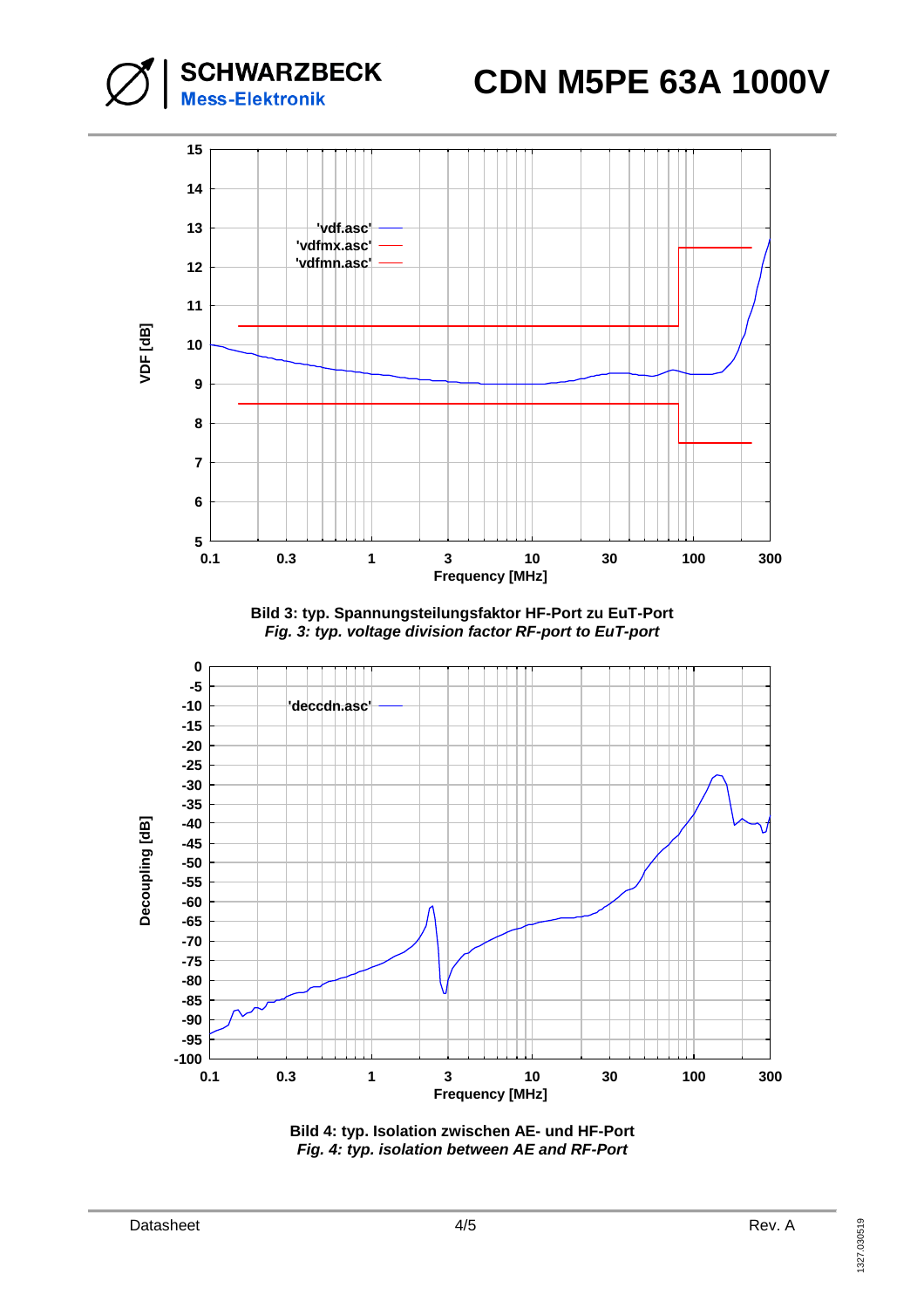Bild 3: typ. Spannungsteilungsfaktor HF-Port zu EuT-Port

*Fig. 3: typ. voltage division factor RF-port to EuT-port*

Bild 4: typ. Isolation zwischen AE- und HF-Port

*Fig. 4: typ. isolation between AE and RF-Port*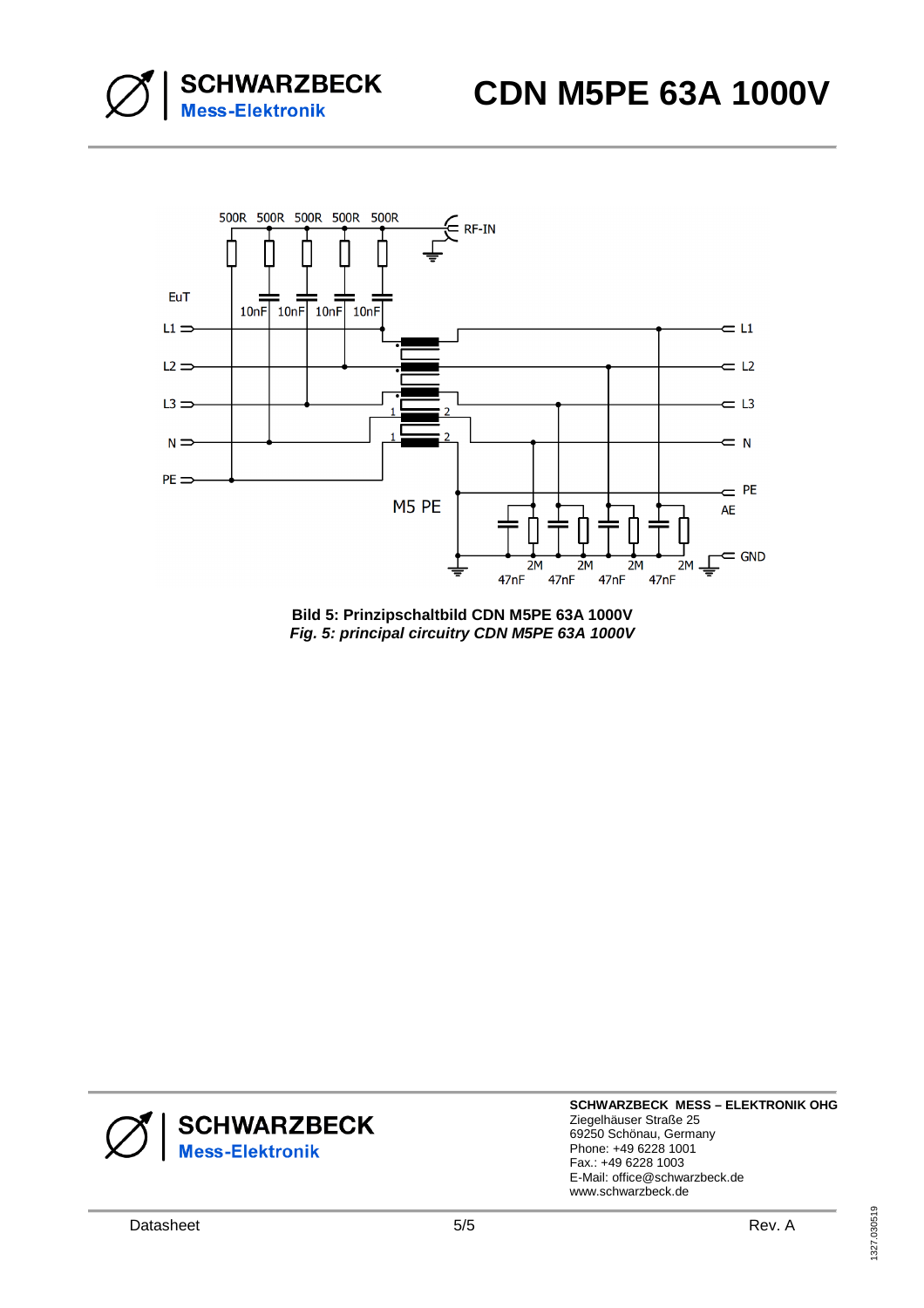500R 500R 500R 500R 500R

RF-IN

EuT

10nF 10nF 10nF 10nF

L1

L2

L3

N

PE

1 2

1 2

L1

L2

L3

N

PE

M5 PE

AE

GND

2M 2M 2M 2M

47nF 47nF 47nF 47nF

**Bild 5: Prinzipschaltbild CDN M5PE 63A 1000V**
***Fig. 5: principal circuitry CDN M5PE 63A 1000V***

**SCHWARZBECK MESS – ELEKTRONIK OHG**
Ziegelhäuser Straße 25
69250 Schönau, Germany
Phone: +49 6228 1001
Fax.: +49 6228 1003
E-Mail: office@schwarzbeck.de
www.schwarzbeck.de